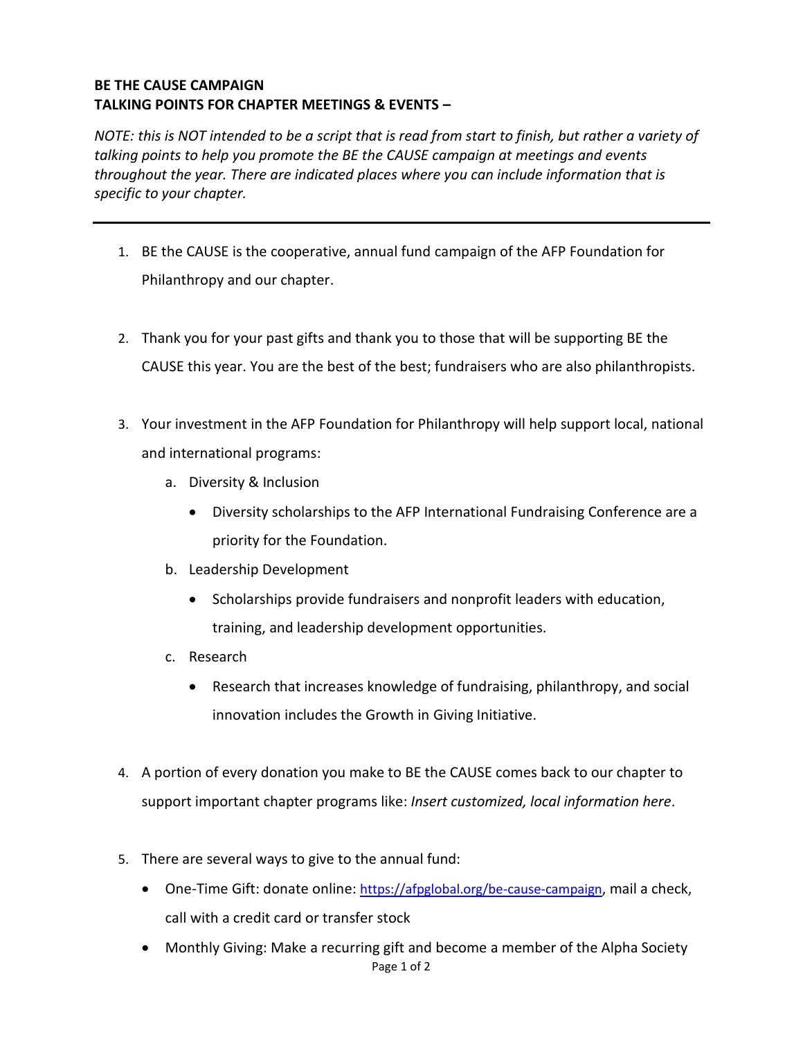**BE THE CAUSE CAMPAIGN**
**TALKING POINTS FOR CHAPTER MEETINGS & EVENTS –**

*NOTE: this is NOT intended to be a script that is read from start to finish, but rather a variety of talking points to help you promote the BE the CAUSE campaign at meetings and events throughout the year. There are indicated places where you can include information that is specific to your chapter.*

---

1. BE the CAUSE is the cooperative, annual fund campaign of the AFP Foundation for Philanthropy and our chapter.

2. Thank you for your past gifts and thank you to those that will be supporting BE the CAUSE this year. You are the best of the best; fundraisers who are also philanthropists.

3. Your investment in the AFP Foundation for Philanthropy will help support local, national and international programs:
   a. Diversity & Inclusion
      - Diversity scholarships to the AFP International Fundraising Conference are a priority for the Foundation.
   b. Leadership Development
      - Scholarships provide fundraisers and nonprofit leaders with education, training, and leadership development opportunities.
   c. Research
      - Research that increases knowledge of fundraising, philanthropy, and social innovation includes the Growth in Giving Initiative.

4. A portion of every donation you make to BE the CAUSE comes back to our chapter to support important chapter programs like: *Insert customized, local information here*.

5. There are several ways to give to the annual fund:
   - One-Time Gift: donate online: https://afpglobal.org/be-cause-campaign, mail a check, call with a credit card or transfer stock
   - Monthly Giving: Make a recurring gift and become a member of the Alpha Society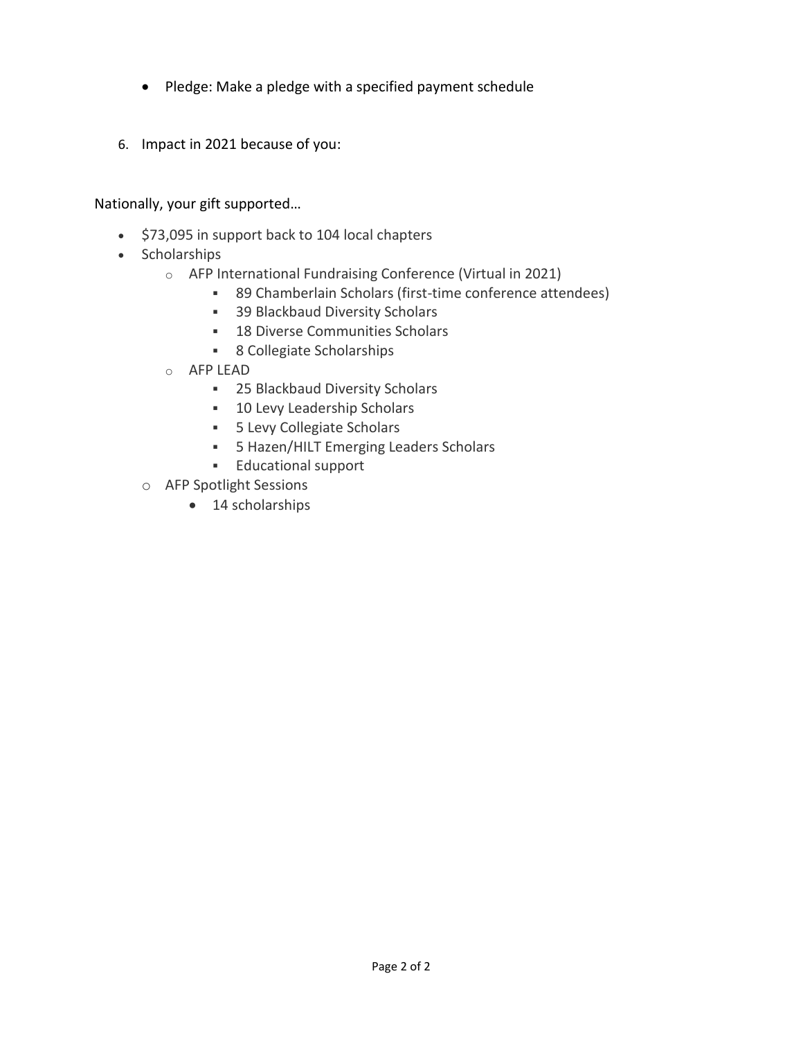- Pledge: Make a pledge with a specified payment schedule

6. Impact in 2021 because of you:

Nationally, your gift supported…

- $73,095 in support back to 104 local chapters
- Scholarships
    - AFP International Fundraising Conference (Virtual in 2021)
        - 89 Chamberlain Scholars (first-time conference attendees)
        - 39 Blackbaud Diversity Scholars
        - 18 Diverse Communities Scholars
        - 8 Collegiate Scholarships
    - AFP LEAD
        - 25 Blackbaud Diversity Scholars
        - 10 Levy Leadership Scholars
        - 5 Levy Collegiate Scholars
        - 5 Hazen/HILT Emerging Leaders Scholars
        - Educational support
    - AFP Spotlight Sessions
        - 14 scholarships